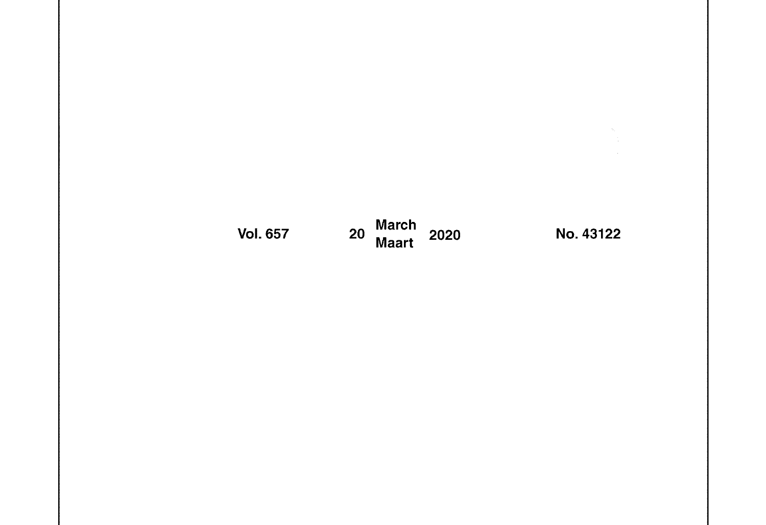Vol. 657 20 March Maart 2020 No. 43122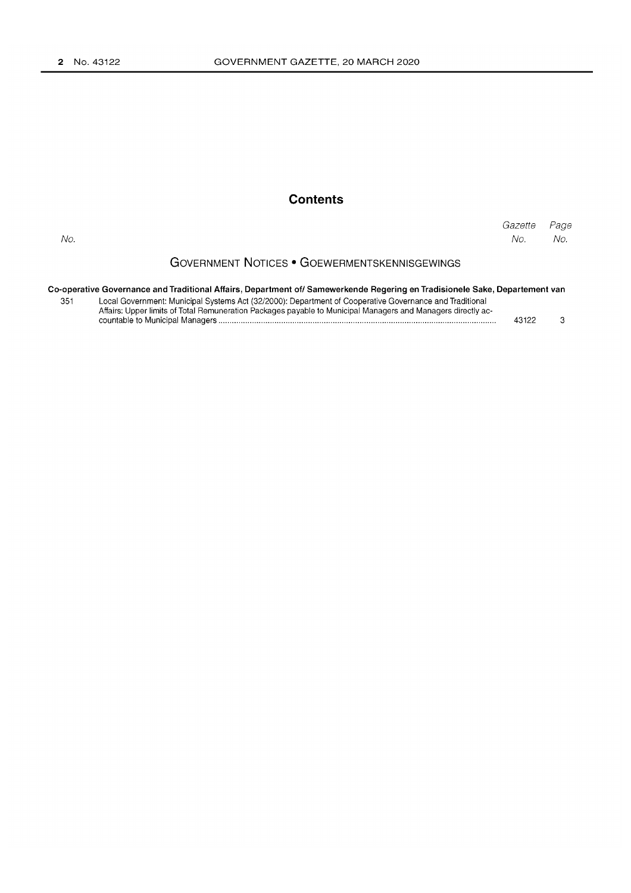# Contents

| No. | | Gazette No. | Page No. |
|---|---|---|---|
| | **GOVERNMENT NOTICES • GOEWERMENTSKENNISGEWINGS** | | |
| | **Co-operative Governance and Traditional Affairs, Department of/ Samewerkende Regering en Tradisionele Sake, Departement van** | | |
| 351 | Local Government: Municipal Systems Act (32/2000): Department of Cooperative Governance and Traditional Affairs: Upper limits of Total Remuneration Packages payable to Municipal Managers and Managers directly accountable to Municipal Managers | 43122 | 3 |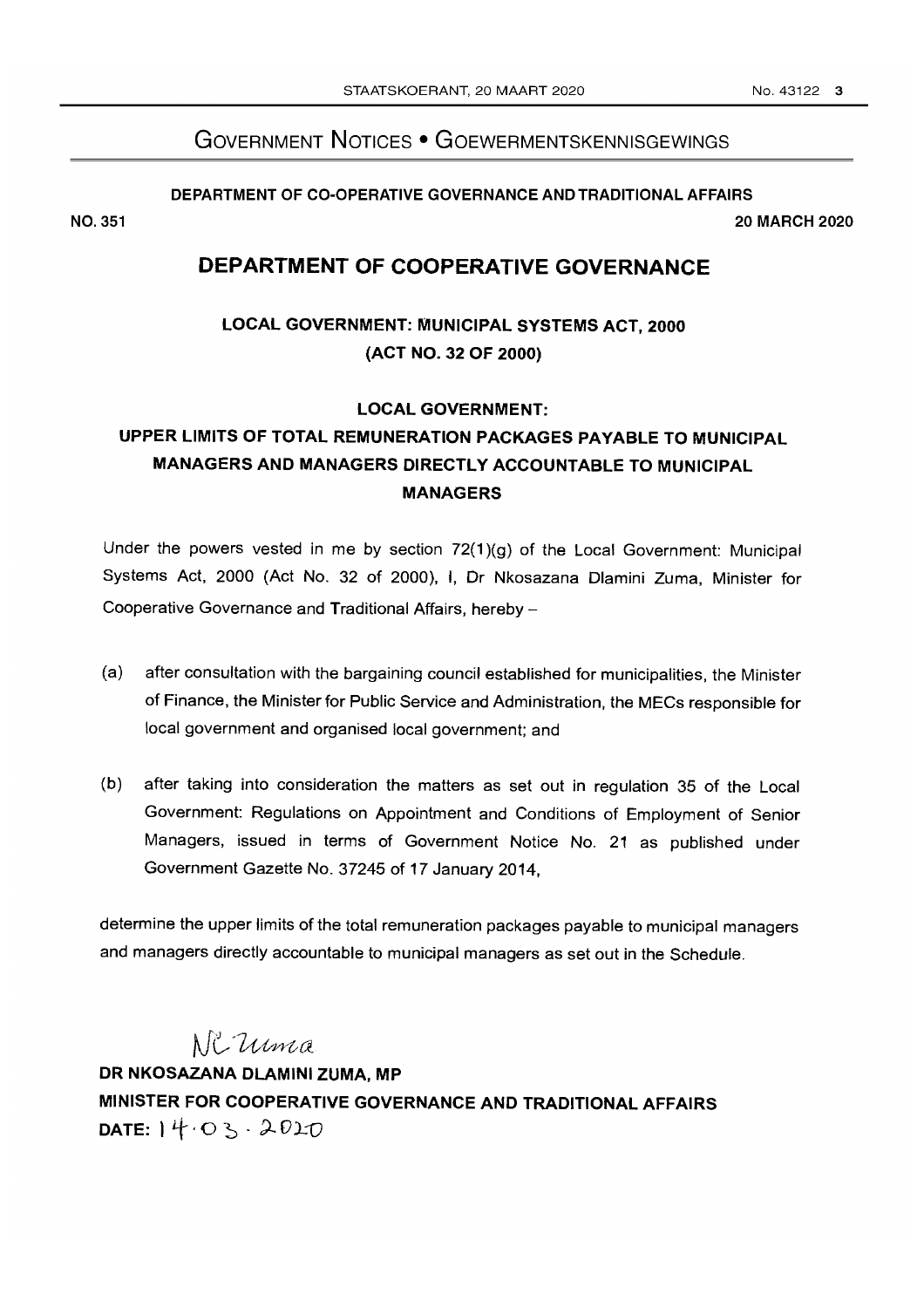# Government Notices • Goewermentskennisgewings

**DEPARTMENT OF CO-OPERATIVE GOVERNANCE AND TRADITIONAL AFFAIRS**

**NO. 351** **20 MARCH 2020**

## DEPARTMENT OF COOPERATIVE GOVERNANCE

### LOCAL GOVERNMENT: MUNICIPAL SYSTEMS ACT, 2000 (ACT NO. 32 OF 2000)

### LOCAL GOVERNMENT: UPPER LIMITS OF TOTAL REMUNERATION PACKAGES PAYABLE TO MUNICIPAL MANAGERS AND MANAGERS DIRECTLY ACCOUNTABLE TO MUNICIPAL MANAGERS

Under the powers vested in me by section 72(1)(g) of the Local Government: Municipal Systems Act, 2000 (Act No. 32 of 2000), I, Dr Nkosazana Dlamini Zuma, Minister for Cooperative Governance and Traditional Affairs, hereby –

(a) after consultation with the bargaining council established for municipalities, the Minister of Finance, the Minister for Public Service and Administration, the MECs responsible for local government and organised local government; and

(b) after taking into consideration the matters as set out in regulation 35 of the Local Government: Regulations on Appointment and Conditions of Employment of Senior Managers, issued in terms of Government Notice No. 21 as published under Government Gazette No. 37245 of 17 January 2014,

determine the upper limits of the total remuneration packages payable to municipal managers and managers directly accountable to municipal managers as set out in the Schedule.

NC Zuma

**DR NKOSAZANA DLAMINI ZUMA, MP**
**MINISTER FOR COOPERATIVE GOVERNANCE AND TRADITIONAL AFFAIRS**
**DATE:** 14.03.2020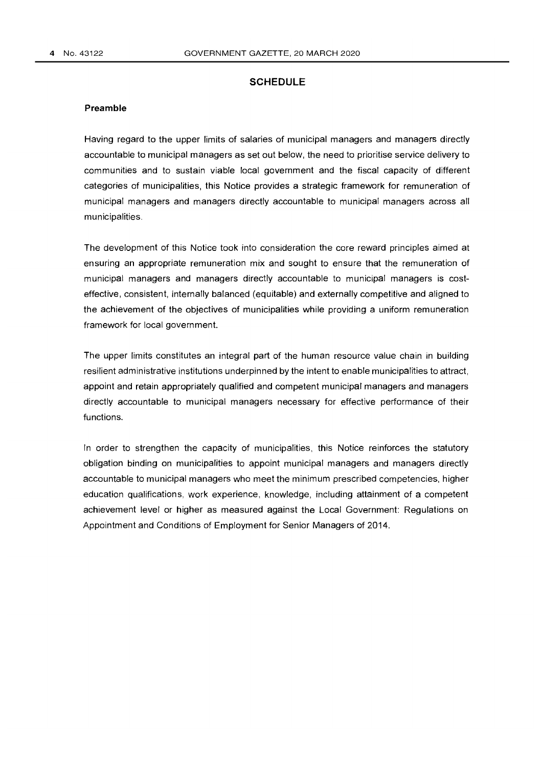## SCHEDULE

### Preamble

Having regard to the upper limits of salaries of municipal managers and managers directly accountable to municipal managers as set out below, the need to prioritise service delivery to communities and to sustain viable local government and the fiscal capacity of different categories of municipalities, this Notice provides a strategic framework for remuneration of municipal managers and managers directly accountable to municipal managers across all municipalities.

The development of this Notice took into consideration the core reward principles aimed at ensuring an appropriate remuneration mix and sought to ensure that the remuneration of municipal managers and managers directly accountable to municipal managers is cost-effective, consistent, internally balanced (equitable) and externally competitive and aligned to the achievement of the objectives of municipalities while providing a uniform remuneration framework for local government.

The upper limits constitutes an integral part of the human resource value chain in building resilient administrative institutions underpinned by the intent to enable municipalities to attract, appoint and retain appropriately qualified and competent municipal managers and managers directly accountable to municipal managers necessary for effective performance of their functions.

In order to strengthen the capacity of municipalities, this Notice reinforces the statutory obligation binding on municipalities to appoint municipal managers and managers directly accountable to municipal managers who meet the minimum prescribed competencies, higher education qualifications, work experience, knowledge, including attainment of a competent achievement level or higher as measured against the Local Government: Regulations on Appointment and Conditions of Employment for Senior Managers of 2014.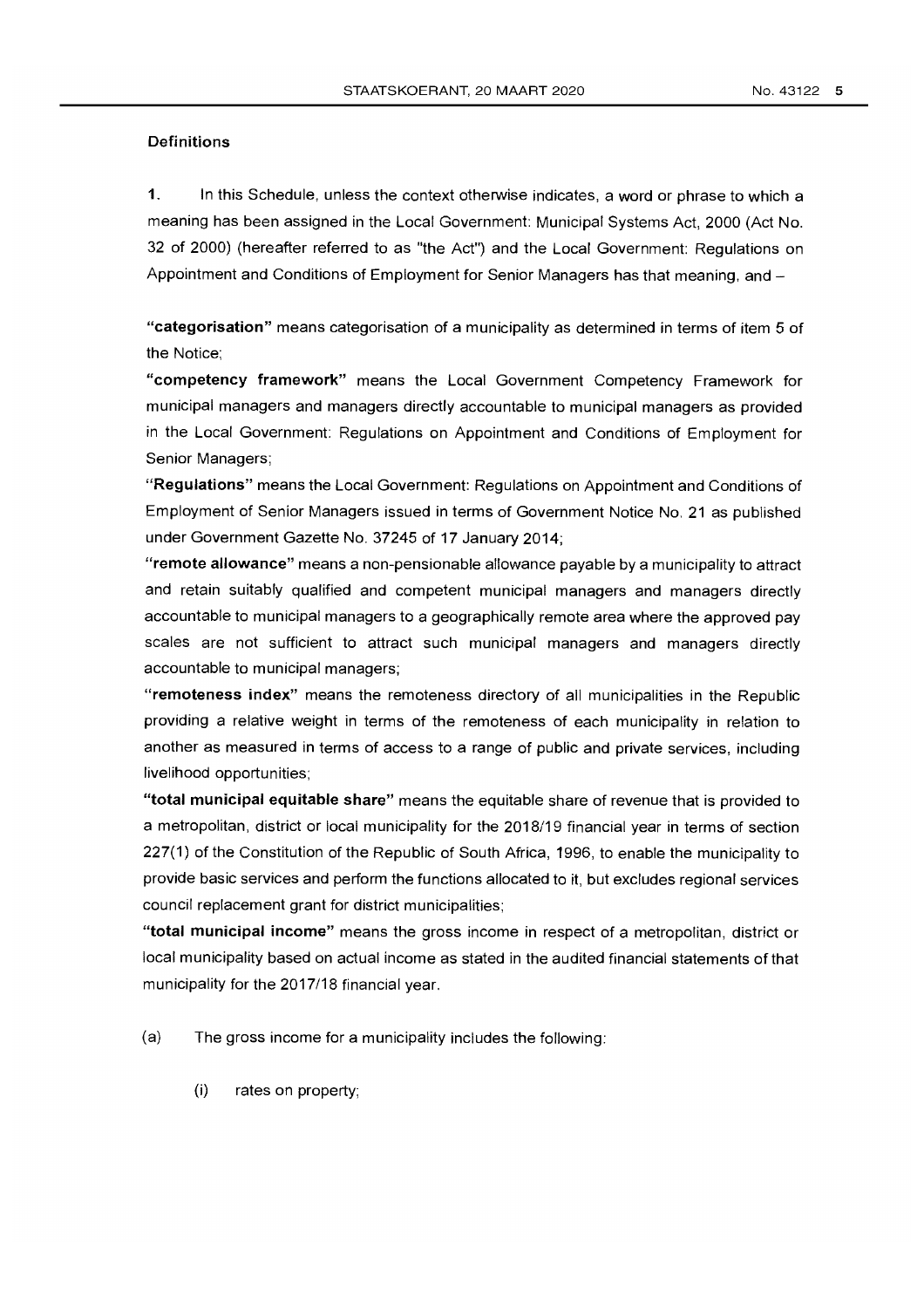### Definitions

**1.** In this Schedule, unless the context otherwise indicates, a word or phrase to which a meaning has been assigned in the Local Government: Municipal Systems Act, 2000 (Act No. 32 of 2000) (hereafter referred to as "the Act") and the Local Government: Regulations on Appointment and Conditions of Employment for Senior Managers has that meaning, and –

**"categorisation"** means categorisation of a municipality as determined in terms of item 5 of the Notice;

**"competency framework"** means the Local Government Competency Framework for municipal managers and managers directly accountable to municipal managers as provided in the Local Government: Regulations on Appointment and Conditions of Employment for Senior Managers;

**"Regulations"** means the Local Government: Regulations on Appointment and Conditions of Employment of Senior Managers issued in terms of Government Notice No. 21 as published under Government Gazette No. 37245 of 17 January 2014;

**"remote allowance"** means a non-pensionable allowance payable by a municipality to attract and retain suitably qualified and competent municipal managers and managers directly accountable to municipal managers to a geographically remote area where the approved pay scales are not sufficient to attract such municipal managers and managers directly accountable to municipal managers;

**"remoteness index"** means the remoteness directory of all municipalities in the Republic providing a relative weight in terms of the remoteness of each municipality in relation to another as measured in terms of access to a range of public and private services, including livelihood opportunities;

**"total municipal equitable share"** means the equitable share of revenue that is provided to a metropolitan, district or local municipality for the 2018/19 financial year in terms of section 227(1) of the Constitution of the Republic of South Africa, 1996, to enable the municipality to provide basic services and perform the functions allocated to it, but excludes regional services council replacement grant for district municipalities;

**"total municipal income"** means the gross income in respect of a metropolitan, district or local municipality based on actual income as stated in the audited financial statements of that municipality for the 2017/18 financial year.

(a) The gross income for a municipality includes the following:

(i) rates on property;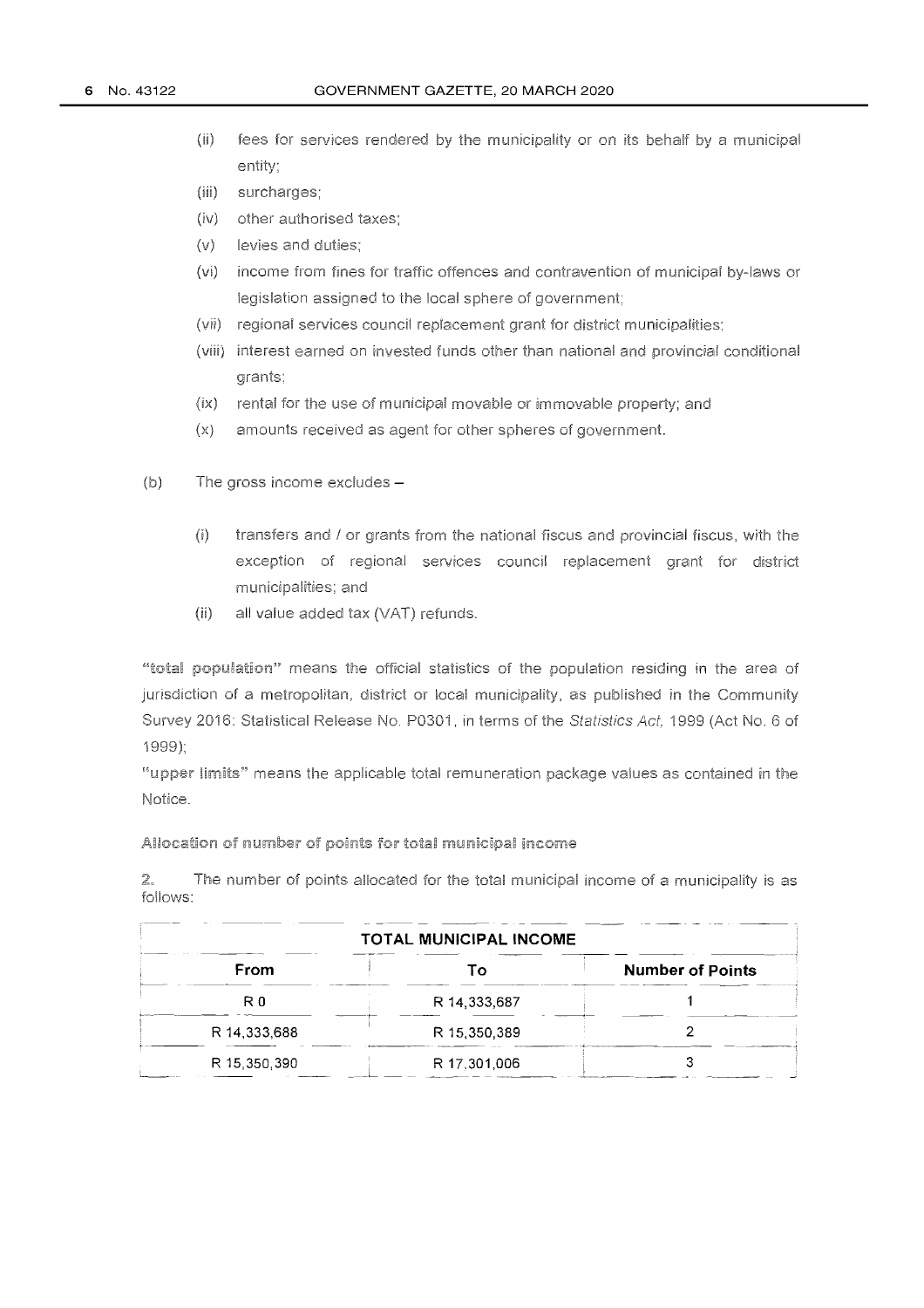(ii) fees for services rendered by the municipality or on its behalf by a municipal entity;

(iii) surcharges;

(iv) other authorised taxes;

(v) levies and duties;

(vi) income from fines for traffic offences and contravention of municipal by-laws or legislation assigned to the local sphere of government;

(vii) regional services council replacement grant for district municipalities;

(viii) interest earned on invested funds other than national and provincial conditional grants;

(ix) rental for the use of municipal movable or immovable property; and

(x) amounts received as agent for other spheres of government.

(b) The gross income excludes –

(i) transfers and / or grants from the national fiscus and provincial fiscus, with the exception of regional services council replacement grant for district municipalities; and

(ii) all value added tax (VAT) refunds.

**"total population"** means the official statistics of the population residing in the area of jurisdiction of a metropolitan, district or local municipality, as published in the Community Survey 2016: Statistical Release No. P0301, in terms of the *Statistics Act*, 1999 (Act No. 6 of 1999);

**"upper limits"** means the applicable total remuneration package values as contained in the Notice.

**Allocation of number of points for total municipal income**

2. The number of points allocated for the total municipal income of a municipality is as follows:

| TOTAL MUNICIPAL INCOME | | |
|---|---|---|
| **From** | **To** | **Number of Points** |
| R 0 | R 14,333,687 | 1 |
| R 14,333,688 | R 15,350,389 | 2 |
| R 15,350,390 | R 17,301,006 | 3 |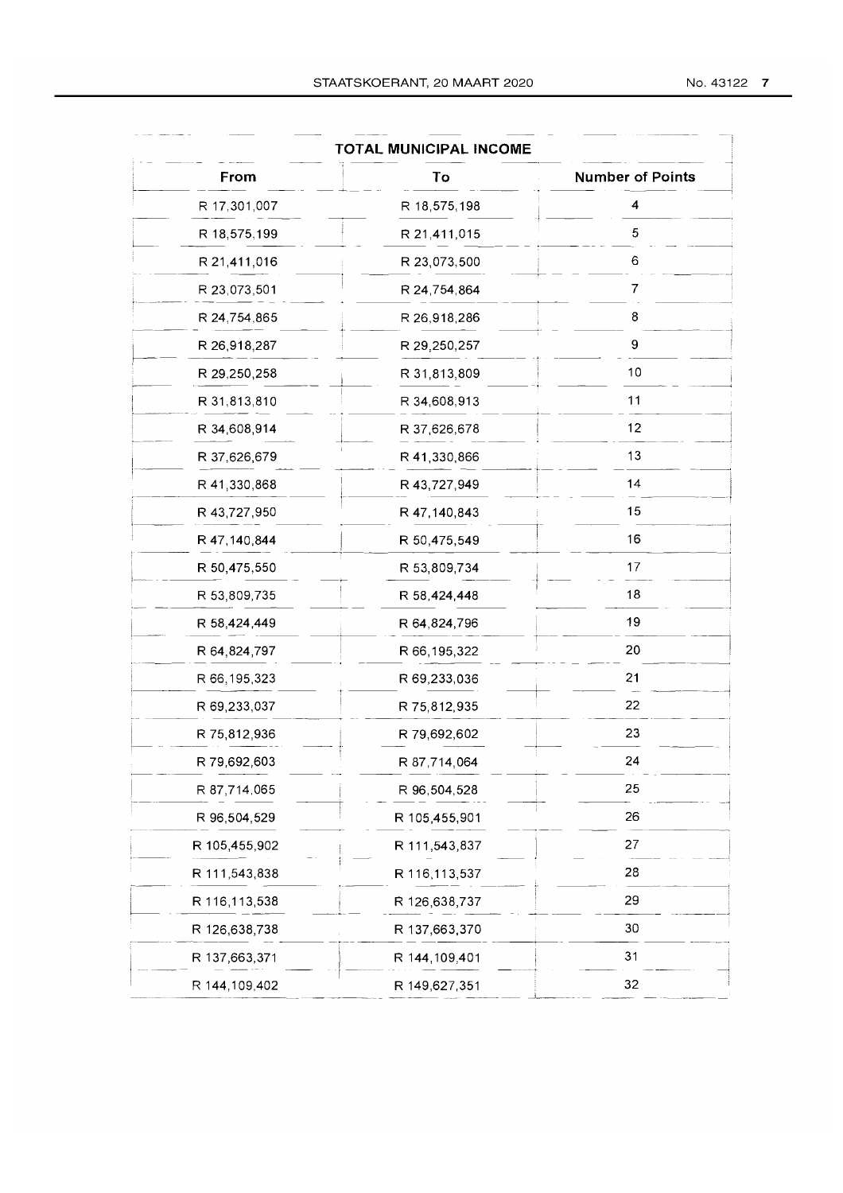| TOTAL MUNICIPAL INCOME | | |
|---|---|---|
| From | To | Number of Points |
| R 17,301,007 | R 18,575,198 | 4 |
| R 18,575,199 | R 21,411,015 | 5 |
| R 21,411,016 | R 23,073,500 | 6 |
| R 23,073,501 | R 24,754,864 | 7 |
| R 24,754,865 | R 26,918,286 | 8 |
| R 26,918,287 | R 29,250,257 | 9 |
| R 29,250,258 | R 31,813,809 | 10 |
| R 31,813,810 | R 34,608,913 | 11 |
| R 34,608,914 | R 37,626,678 | 12 |
| R 37,626,679 | R 41,330,866 | 13 |
| R 41,330,868 | R 43,727,949 | 14 |
| R 43,727,950 | R 47,140,843 | 15 |
| R 47,140,844 | R 50,475,549 | 16 |
| R 50,475,550 | R 53,809,734 | 17 |
| R 53,809,735 | R 58,424,448 | 18 |
| R 58,424,449 | R 64,824,796 | 19 |
| R 64,824,797 | R 66,195,322 | 20 |
| R 66,195,323 | R 69,233,036 | 21 |
| R 69,233,037 | R 75,812,935 | 22 |
| R 75,812,936 | R 79,692,602 | 23 |
| R 79,692,603 | R 87,714,064 | 24 |
| R 87,714,065 | R 96,504,528 | 25 |
| R 96,504,529 | R 105,455,901 | 26 |
| R 105,455,902 | R 111,543,837 | 27 |
| R 111,543,838 | R 116,113,537 | 28 |
| R 116,113,538 | R 126,638,737 | 29 |
| R 126,638,738 | R 137,663,370 | 30 |
| R 137,663,371 | R 144,109,401 | 31 |
| R 144,109,402 | R 149,627,351 | 32 |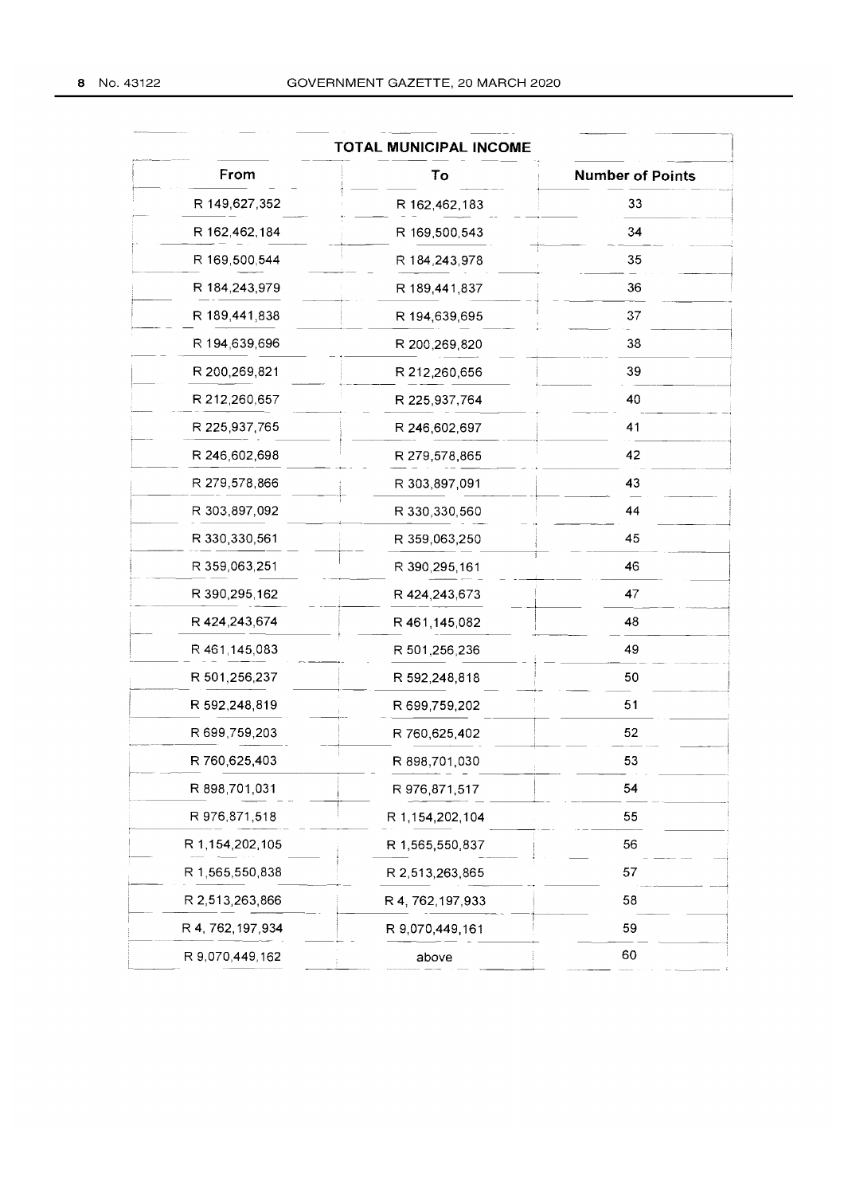| TOTAL MUNICIPAL INCOME | | |
| --- | --- | --- |
| From | To | Number of Points |
| R 149,627,352 | R 162,462,183 | 33 |
| R 162,462,184 | R 169,500,543 | 34 |
| R 169,500,544 | R 184,243,978 | 35 |
| R 184,243,979 | R 189,441,837 | 36 |
| R 189,441,838 | R 194,639,695 | 37 |
| R 194,639,696 | R 200,269,820 | 38 |
| R 200,269,821 | R 212,260,656 | 39 |
| R 212,260,657 | R 225,937,764 | 40 |
| R 225,937,765 | R 246,602,697 | 41 |
| R 246,602,698 | R 279,578,865 | 42 |
| R 279,578,866 | R 303,897,091 | 43 |
| R 303,897,092 | R 330,330,560 | 44 |
| R 330,330,561 | R 359,063,250 | 45 |
| R 359,063,251 | R 390,295,161 | 46 |
| R 390,295,162 | R 424,243,673 | 47 |
| R 424,243,674 | R 461,145,082 | 48 |
| R 461,145,083 | R 501,256,236 | 49 |
| R 501,256,237 | R 592,248,818 | 50 |
| R 592,248,819 | R 699,759,202 | 51 |
| R 699,759,203 | R 760,625,402 | 52 |
| R 760,625,403 | R 898,701,030 | 53 |
| R 898,701,031 | R 976,871,517 | 54 |
| R 976,871,518 | R 1,154,202,104 | 55 |
| R 1,154,202,105 | R 1,565,550,837 | 56 |
| R 1,565,550,838 | R 2,513,263,865 | 57 |
| R 2,513,263,866 | R 4, 762,197,933 | 58 |
| R 4, 762,197,934 | R 9,070,449,161 | 59 |
| R 9,070,449,162 | above | 60 |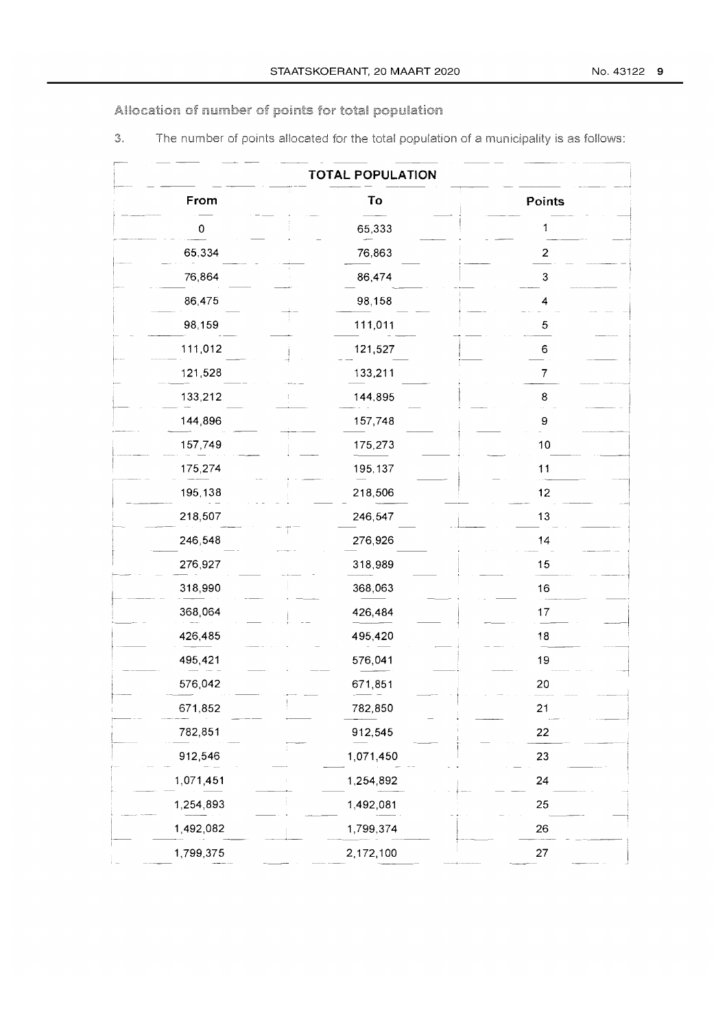## Allocation of number of points for total population

3. The number of points allocated for the total population of a municipality is as follows:

| TOTAL POPULATION | | |
|---|---|---|
| From | To | Points |
| 0 | 65,333 | 1 |
| 65,334 | 76,863 | 2 |
| 76,864 | 86,474 | 3 |
| 86,475 | 98,158 | 4 |
| 98,159 | 111,011 | 5 |
| 111,012 | 121,527 | 6 |
| 121,528 | 133,211 | 7 |
| 133,212 | 144,895 | 8 |
| 144,896 | 157,748 | 9 |
| 157,749 | 175,273 | 10 |
| 175,274 | 195,137 | 11 |
| 195,138 | 218,506 | 12 |
| 218,507 | 246,547 | 13 |
| 246,548 | 276,926 | 14 |
| 276,927 | 318,989 | 15 |
| 318,990 | 368,063 | 16 |
| 368,064 | 426,484 | 17 |
| 426,485 | 495,420 | 18 |
| 495,421 | 576,041 | 19 |
| 576,042 | 671,851 | 20 |
| 671,852 | 782,850 | 21 |
| 782,851 | 912,545 | 22 |
| 912,546 | 1,071,450 | 23 |
| 1,071,451 | 1,254,892 | 24 |
| 1,254,893 | 1,492,081 | 25 |
| 1,492,082 | 1,799,374 | 26 |
| 1,799,375 | 2,172,100 | 27 |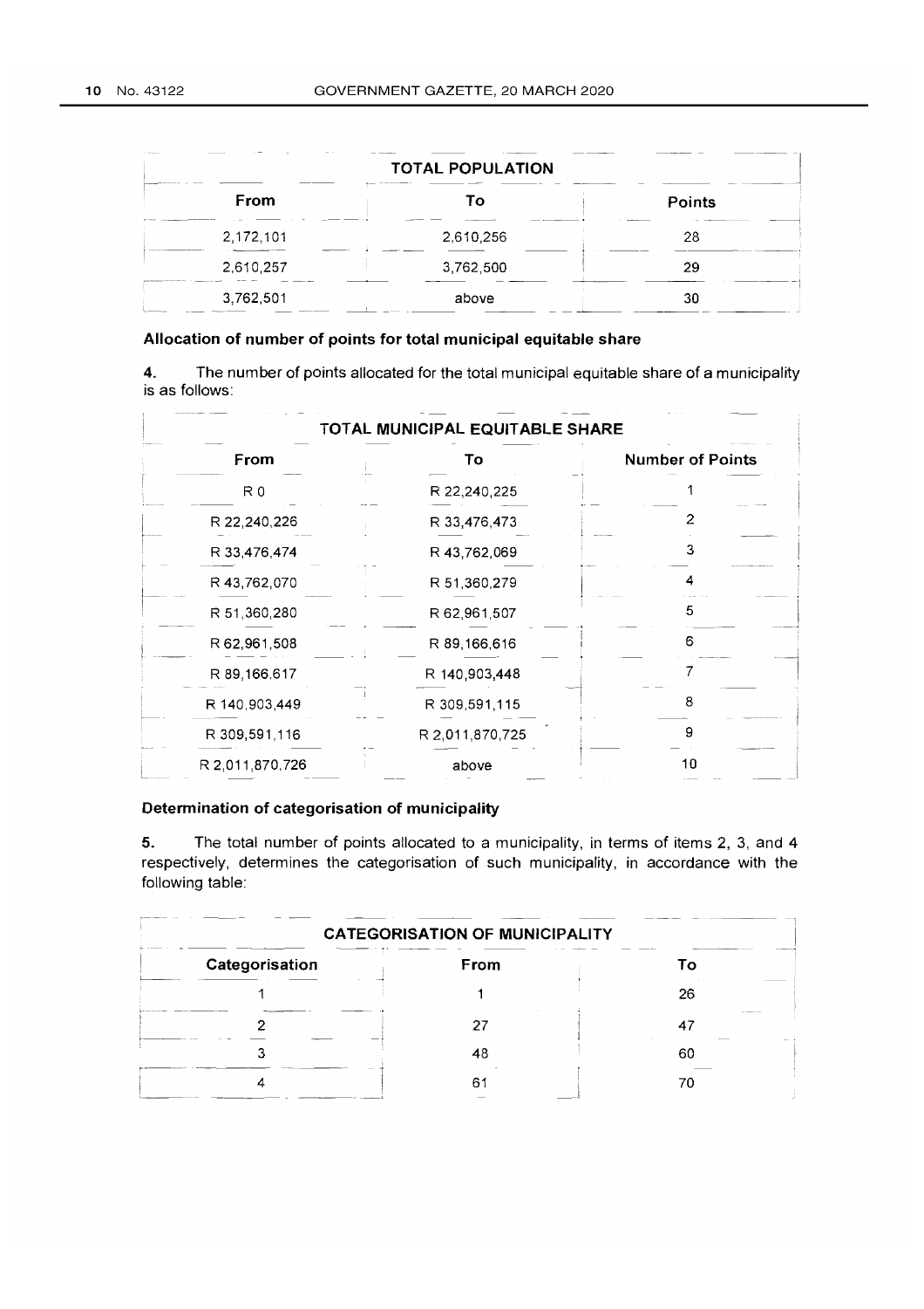| TOTAL POPULATION | | |
|---|---|---|
| **From** | **To** | **Points** |
| 2,172,101 | 2,610,256 | 28 |
| 2,610,257 | 3,762,500 | 29 |
| 3,762,501 | above | 30 |

**Allocation of number of points for total municipal equitable share**

**4.** The number of points allocated for the total municipal equitable share of a municipality is as follows:

| TOTAL MUNICIPAL EQUITABLE SHARE | | |
|---|---|---|
| **From** | **To** | **Number of Points** |
| R 0 | R 22,240,225 | 1 |
| R 22,240,226 | R 33,476,473 | 2 |
| R 33,476,474 | R 43,762,069 | 3 |
| R 43,762,070 | R 51,360,279 | 4 |
| R 51,360,280 | R 62,961,507 | 5 |
| R 62,961,508 | R 89,166,616 | 6 |
| R 89,166,617 | R 140,903,448 | 7 |
| R 140,903,449 | R 309,591,115 | 8 |
| R 309,591,116 | R 2,011,870,725 | 9 |
| R 2,011,870,726 | above | 10 |

**Determination of categorisation of municipality**

**5.** The total number of points allocated to a municipality, in terms of items 2, 3, and 4 respectively, determines the categorisation of such municipality, in accordance with the following table:

| CATEGORISATION OF MUNICIPALITY | | |
|---|---|---|
| **Categorisation** | **From** | **To** |
| 1 | 1 | 26 |
| 2 | 27 | 47 |
| 3 | 48 | 60 |
| 4 | 61 | 70 |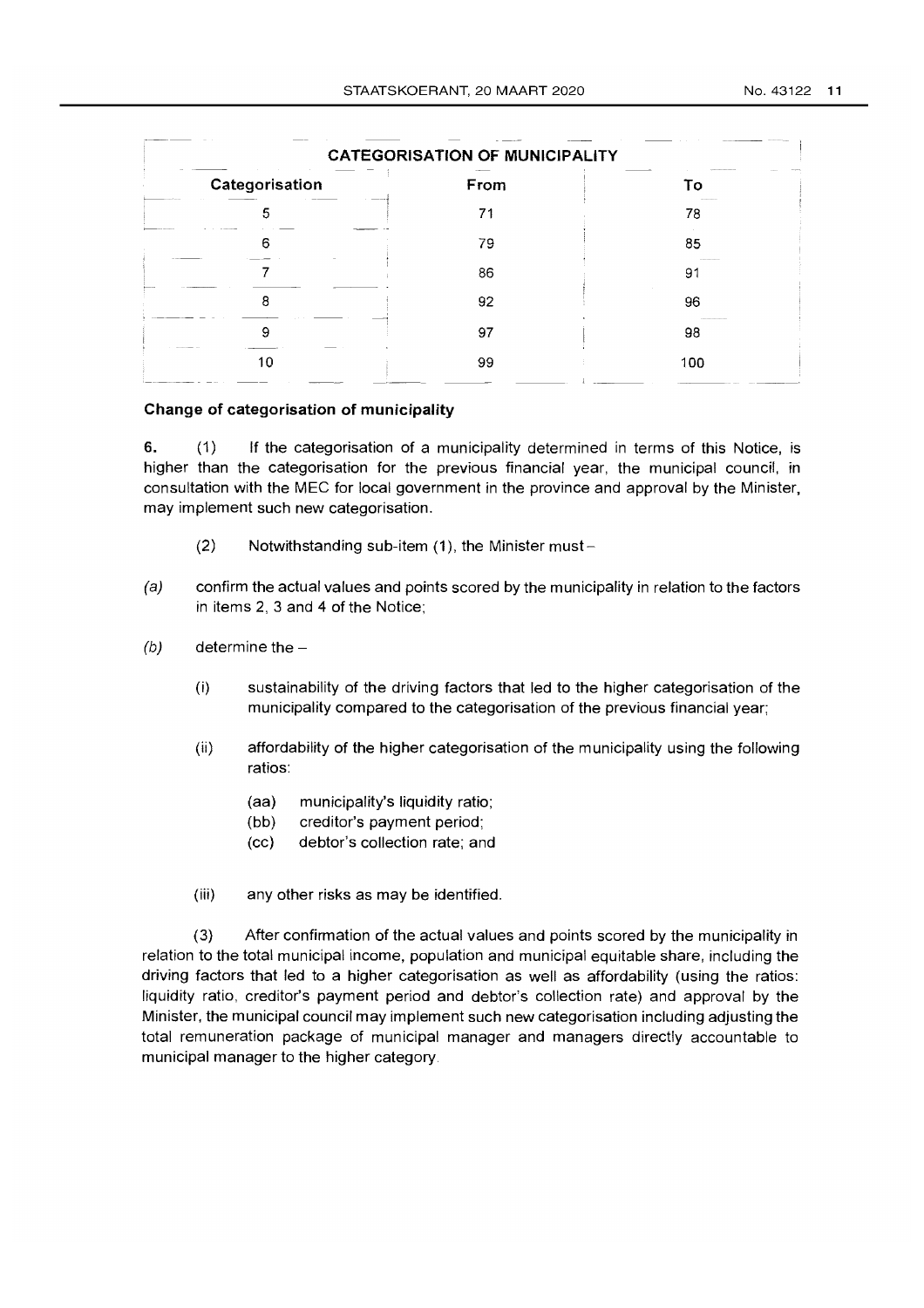| CATEGORISATION OF MUNICIPALITY | | |
|---|---|---|
| **Categorisation** | **From** | **To** |
| 5 | 71 | 78 |
| 6 | 79 | 85 |
| 7 | 86 | 91 |
| 8 | 92 | 96 |
| 9 | 97 | 98 |
| 10 | 99 | 100 |

**Change of categorisation of municipality**

**6.** (1) If the categorisation of a municipality determined in terms of this Notice, is higher than the categorisation for the previous financial year, the municipal council, in consultation with the MEC for local government in the province and approval by the Minister, may implement such new categorisation.

(2) Notwithstanding sub-item (1), the Minister must—

*(a)* confirm the actual values and points scored by the municipality in relation to the factors in items 2, 3 and 4 of the Notice;

*(b)* determine the —

(i) sustainability of the driving factors that led to the higher categorisation of the municipality compared to the categorisation of the previous financial year;

(ii) affordability of the higher categorisation of the municipality using the following ratios:

(aa) municipality's liquidity ratio;
(bb) creditor's payment period;
(cc) debtor's collection rate; and

(iii) any other risks as may be identified.

(3) After confirmation of the actual values and points scored by the municipality in relation to the total municipal income, population and municipal equitable share, including the driving factors that led to a higher categorisation as well as affordability (using the ratios: liquidity ratio, creditor's payment period and debtor's collection rate) and approval by the Minister, the municipal council may implement such new categorisation including adjusting the total remuneration package of municipal manager and managers directly accountable to municipal manager to the higher category.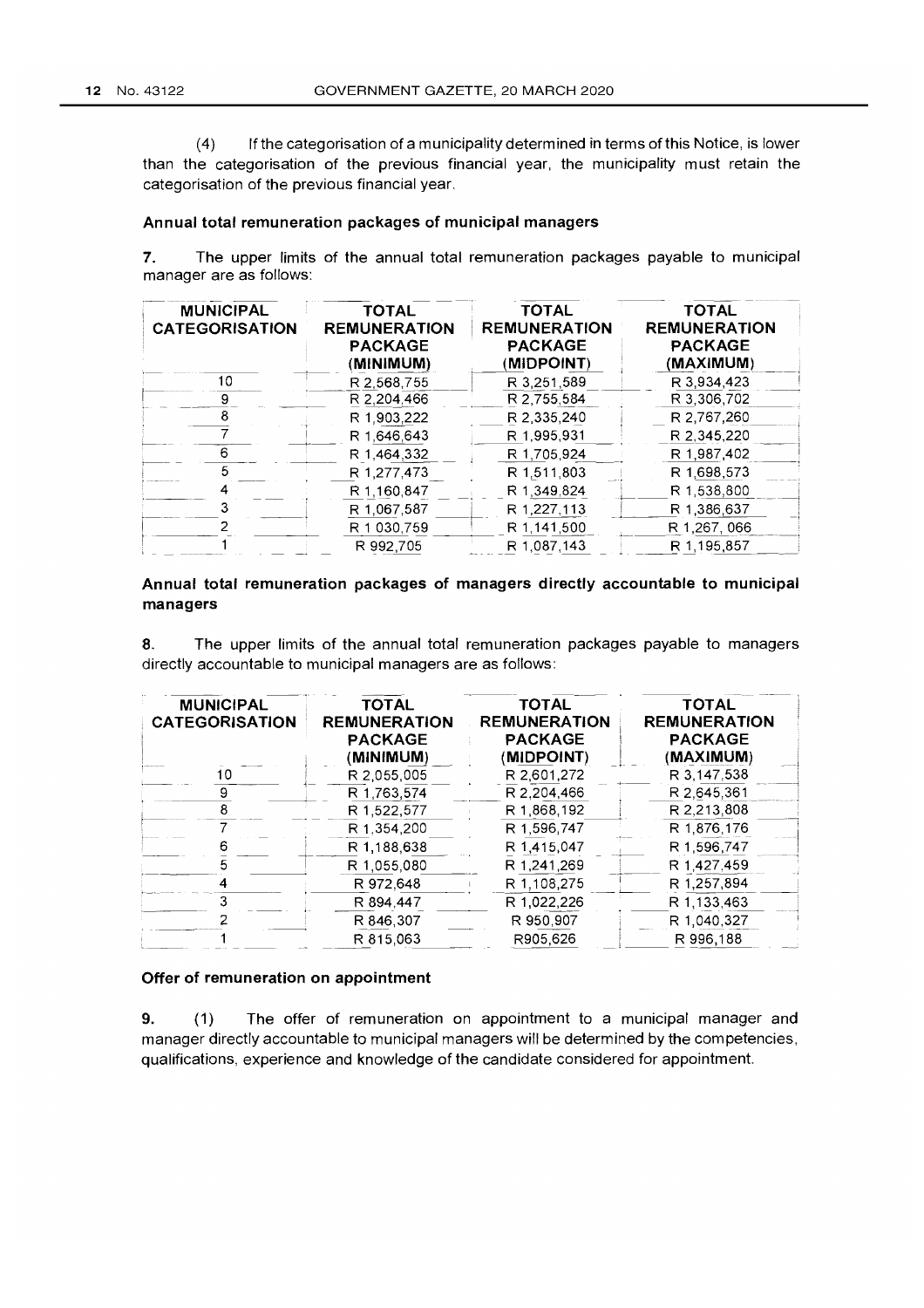(4) If the categorisation of a municipality determined in terms of this Notice, is lower than the categorisation of the previous financial year, the municipality must retain the categorisation of the previous financial year.

**Annual total remuneration packages of municipal managers**

**7.** The upper limits of the annual total remuneration packages payable to municipal manager are as follows:

| MUNICIPAL CATEGORISATION | TOTAL REMUNERATION PACKAGE (MINIMUM) | TOTAL REMUNERATION PACKAGE (MIDPOINT) | TOTAL REMUNERATION PACKAGE (MAXIMUM) |
|---|---|---|---|
| 10 | R 2,568,755 | R 3,251,589 | R 3,934,423 |
| 9 | R 2,204,466 | R 2,755,584 | R 3,306,702 |
| 8 | R 1,903,222 | R 2,335,240 | R 2,767,260 |
| 7 | R 1,646,643 | R 1,995,931 | R 2,345,220 |
| 6 | R 1,464,332 | R 1,705,924 | R 1,987,402 |
| 5 | R 1,277,473 | R 1,511,803 | R 1,698,573 |
| 4 | R 1,160,847 | R 1,349,824 | R 1,538,800 |
| 3 | R 1,067,587 | R 1,227,113 | R 1,386,637 |
| 2 | R 1 030,759 | R 1,141,500 | R 1,267, 066 |
| 1 | R 992,705 | R 1,087,143 | R 1,195,857 |

**Annual total remuneration packages of managers directly accountable to municipal managers**

**8.** The upper limits of the annual total remuneration packages payable to managers directly accountable to municipal managers are as follows:

| MUNICIPAL CATEGORISATION | TOTAL REMUNERATION PACKAGE (MINIMUM) | TOTAL REMUNERATION PACKAGE (MIDPOINT) | TOTAL REMUNERATION PACKAGE (MAXIMUM) |
|---|---|---|---|
| 10 | R 2,055,005 | R 2,601,272 | R 3,147,538 |
| 9 | R 1,763,574 | R 2,204,466 | R 2,645,361 |
| 8 | R 1,522,577 | R 1,868,192 | R 2,213,808 |
| 7 | R 1,354,200 | R 1,596,747 | R 1,876,176 |
| 6 | R 1,188,638 | R 1,415,047 | R 1,596,747 |
| 5 | R 1,055,080 | R 1,241,269 | R 1,427,459 |
| 4 | R 972,648 | R 1,108,275 | R 1,257,894 |
| 3 | R 894,447 | R 1,022,226 | R 1,133,463 |
| 2 | R 846,307 | R 950,907 | R 1,040,327 |
| 1 | R 815,063 | R905,626 | R 996,188 |

**Offer of remuneration on appointment**

**9.** (1) The offer of remuneration on appointment to a municipal manager and manager directly accountable to municipal managers will be determined by the competencies, qualifications, experience and knowledge of the candidate considered for appointment.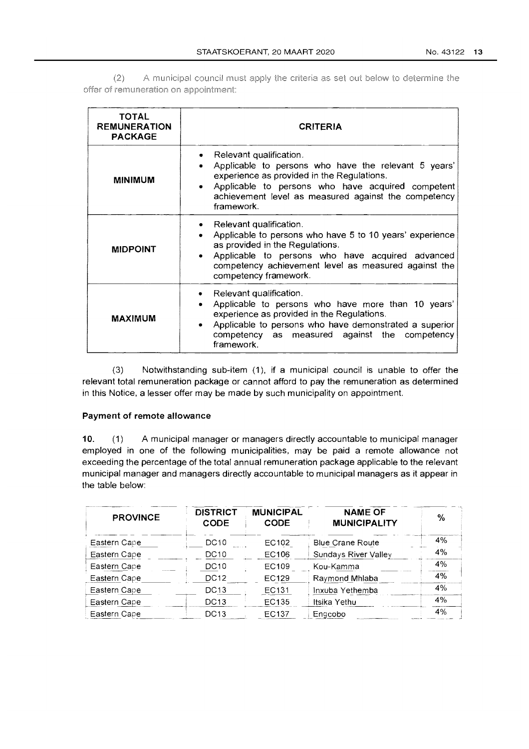(2) A municipal council must apply the criteria as set out below to determine the offer of remuneration on appointment:

| TOTAL REMUNERATION PACKAGE | CRITERIA |
| --- | --- |
| MINIMUM | • Relevant qualification.<br>• Applicable to persons who have the relevant 5 years' experience as provided in the Regulations.<br>• Applicable to persons who have acquired competent achievement level as measured against the competency framework. |
| MIDPOINT | • Relevant qualification.<br>• Applicable to persons who have 5 to 10 years' experience as provided in the Regulations.<br>• Applicable to persons who have acquired advanced competency achievement level as measured against the competency framework. |
| MAXIMUM | • Relevant qualification.<br>• Applicable to persons who have more than 10 years' experience as provided in the Regulations.<br>• Applicable to persons who have demonstrated a superior competency as measured against the competency framework. |

(3) Notwithstanding sub-item (1), if a municipal council is unable to offer the relevant total remuneration package or cannot afford to pay the remuneration as determined in this Notice, a lesser offer may be made by such municipality on appointment.

**Payment of remote allowance**

**10.** (1) A municipal manager or managers directly accountable to municipal manager employed in one of the following municipalities, may be paid a remote allowance not exceeding the percentage of the total annual remuneration package applicable to the relevant municipal manager and managers directly accountable to municipal managers as it appear in the table below:

| PROVINCE | DISTRICT CODE | MUNICIPAL CODE | NAME OF MUNICIPALITY | % |
| --- | --- | --- | --- | --- |
| Eastern Cape | DC10 | EC102 | Blue Crane Route | 4% |
| Eastern Cape | DC10 | EC106 | Sundays River Valley | 4% |
| Eastern Cape | DC10 | EC109 | Kou-Kamma | 4% |
| Eastern Cape | DC12 | EC129 | Raymond Mhlaba | 4% |
| Eastern Cape | DC13 | EC131 | Inxuba Yethemba | 4% |
| Eastern Cape | DC13 | EC135 | Itsika Yethu | 4% |
| Eastern Cape | DC13 | EC137 | Engcobo | 4% |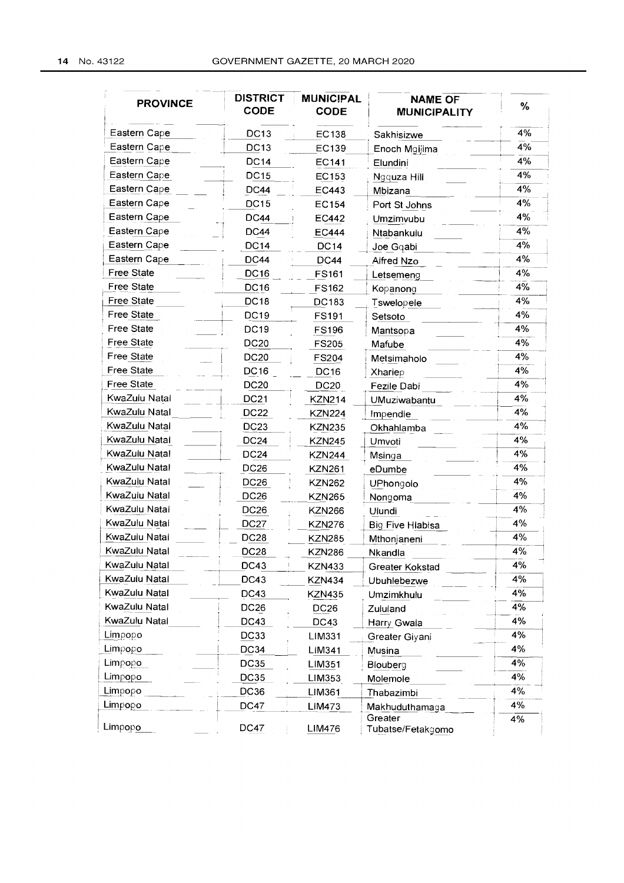| PROVINCE | DISTRICT CODE | MUNICIPAL CODE | NAME OF MUNICIPALITY | % |
|---|---|---|---|---|
| Eastern Cape | DC13 | EC138 | Sakhisizwe | 4% |
| Eastern Cape | DC13 | EC139 | Enoch Mgijima | 4% |
| Eastern Cape | DC14 | EC141 | Elundini | 4% |
| Eastern Cape | DC15 | EC153 | Ngquza Hill | 4% |
| Eastern Cape | DC44 | EC443 | Mbizana | 4% |
| Eastern Cape | DC15 | EC154 | Port St Johns | 4% |
| Eastern Cape | DC44 | EC442 | Umzimvubu | 4% |
| Eastern Cape | DC44 | EC444 | Ntabankulu | 4% |
| Eastern Cape | DC14 | DC14 | Joe Gqabi | 4% |
| Eastern Cape | DC44 | DC44 | Alfred Nzo | 4% |
| Free State | DC16 | FS161 | Letsemeng | 4% |
| Free State | DC16 | FS162 | Kopanong | 4% |
| Free State | DC18 | DC183 | Tswelopele | 4% |
| Free State | DC19 | FS191 | Setsoto | 4% |
| Free State | DC19 | FS196 | Mantsopa | 4% |
| Free State | DC20 | FS205 | Mafube | 4% |
| Free State | DC20 | FS204 | Metsimaholo | 4% |
| Free State | DC16 | DC16 | Xhariep | 4% |
| Free State | DC20 | DC20 | Fezile Dabi | 4% |
| KwaZulu Natal | DC21 | KZN214 | UMuziwabantu | 4% |
| KwaZulu Natal | DC22 | KZN224 | Impendle | 4% |
| KwaZulu Natal | DC23 | KZN235 | Okhahlamba | 4% |
| KwaZulu Natal | DC24 | KZN245 | Umvoti | 4% |
| KwaZulu Natal | DC24 | KZN244 | Msinga | 4% |
| KwaZulu Natal | DC26 | KZN261 | eDumbe | 4% |
| KwaZulu Natal | DC26 | KZN262 | UPhongolo | 4% |
| KwaZulu Natal | DC26 | KZN265 | Nongoma | 4% |
| KwaZulu Natal | DC26 | KZN266 | Ulundi | 4% |
| KwaZulu Natal | DC27 | KZN276 | Big Five Hlabisa | 4% |
| KwaZulu Natal | DC28 | KZN285 | Mthonjaneni | 4% |
| KwaZulu Natal | DC28 | KZN286 | Nkandla | 4% |
| KwaZulu Natal | DC43 | KZN433 | Greater Kokstad | 4% |
| KwaZulu Natal | DC43 | KZN434 | Ubuhlebezwe | 4% |
| KwaZulu Natal | DC43 | KZN435 | Umzimkhulu | 4% |
| KwaZulu Natal | DC26 | DC26 | Zululand | 4% |
| KwaZulu Natal | DC43 | DC43 | Harry Gwala | 4% |
| Limpopo | DC33 | LIM331 | Greater Giyani | 4% |
| Limpopo | DC34 | LIM341 | Musina | 4% |
| Limpopo | DC35 | LIM351 | Blouberg | 4% |
| Limpopo | DC35 | LIM353 | Molemole | 4% |
| Limpopo | DC36 | LIM361 | Thabazimbi | 4% |
| Limpopo | DC47 | LIM473 | Makhuduthamaga | 4% |
| Limpopo | DC47 | LIM476 | Greater Tubatse/Fetakgomo | 4% |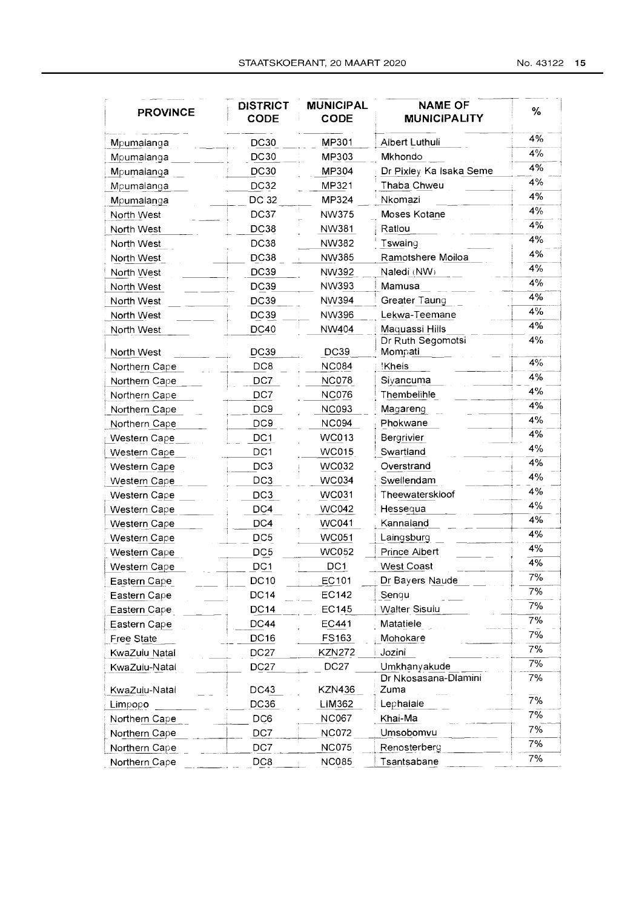| PROVINCE | DISTRICT CODE | MUNICIPAL CODE | NAME OF MUNICIPALITY | % |
|---|---|---|---|---|
| Mpumalanga | DC30 | MP301 | Albert Luthuli | 4% |
| Mpumalanga | DC30 | MP303 | Mkhondo | 4% |
| Mpumalanga | DC30 | MP304 | Dr Pixley Ka Isaka Seme | 4% |
| Mpumalanga | DC32 | MP321 | Thaba Chweu | 4% |
| Mpumalanga | DC 32 | MP324 | Nkomazi | 4% |
| North West | DC37 | NW375 | Moses Kotane | 4% |
| North West | DC38 | NW381 | Ratlou | 4% |
| North West | DC38 | NW382 | Tswaing | 4% |
| North West | DC38 | NW385 | Ramotshere Moiloa | 4% |
| North West | DC39 | NW392 | Naledi (NW) | 4% |
| North West | DC39 | NW393 | Mamusa | 4% |
| North West | DC39 | NW394 | Greater Taung | 4% |
| North West | DC39 | NW396 | Lekwa-Teemane | 4% |
| North West | DC40 | NW404 | Maquassi Hills | 4% |
| North West | DC39 | DC39 | Dr Ruth Segomotsi Mompati | 4% |
| Northern Cape | DC8 | NC084 | !Kheis | 4% |
| Northern Cape | DC7 | NC078 | Siyancuma | 4% |
| Northern Cape | DC7 | NC076 | Thembelihle | 4% |
| Northern Cape | DC9 | NC093 | Magareng | 4% |
| Northern Cape | DC9 | NC094 | Phokwane | 4% |
| Western Cape | DC1 | WC013 | Bergrivier | 4% |
| Western Cape | DC1 | WC015 | Swartland | 4% |
| Western Cape | DC3 | WC032 | Overstrand | 4% |
| Western Cape | DC3 | WC034 | Swellendam | 4% |
| Western Cape | DC3 | WC031 | Theewaterskloof | 4% |
| Western Cape | DC4 | WC042 | Hessequa | 4% |
| Western Cape | DC4 | WC041 | Kannaland | 4% |
| Western Cape | DC5 | WC051 | Laingsburg | 4% |
| Western Cape | DC5 | WC052 | Prince Albert | 4% |
| Western Cape | DC1 | DC1 | West Coast | 4% |
| Eastern Cape | DC10 | EC101 | Dr Bayers Naude | 7% |
| Eastern Cape | DC14 | EC142 | Senqu | 7% |
| Eastern Cape | DC14 | EC145 | Walter Sisulu | 7% |
| Eastern Cape | DC44 | EC441 | Matatiele | 7% |
| Free State | DC16 | FS163 | Mohokare | 7% |
| KwaZulu Natal | DC27 | KZN272 | Jozini | 7% |
| KwaZulu-Natal | DC27 | DC27 | Umkhanyakude | 7% |
| KwaZulu-Natal | DC43 | KZN436 | Dr Nkosasana-Dlamini Zuma | 7% |
| Limpopo | DC36 | LIM362 | Lephalale | 7% |
| Northern Cape | DC6 | NC067 | Khai-Ma | 7% |
| Northern Cape | DC7 | NC072 | Umsobomvu | 7% |
| Northern Cape | DC7 | NC075 | Renosterberg | 7% |
| Northern Cape | DC8 | NC085 | Tsantsabane | 7% |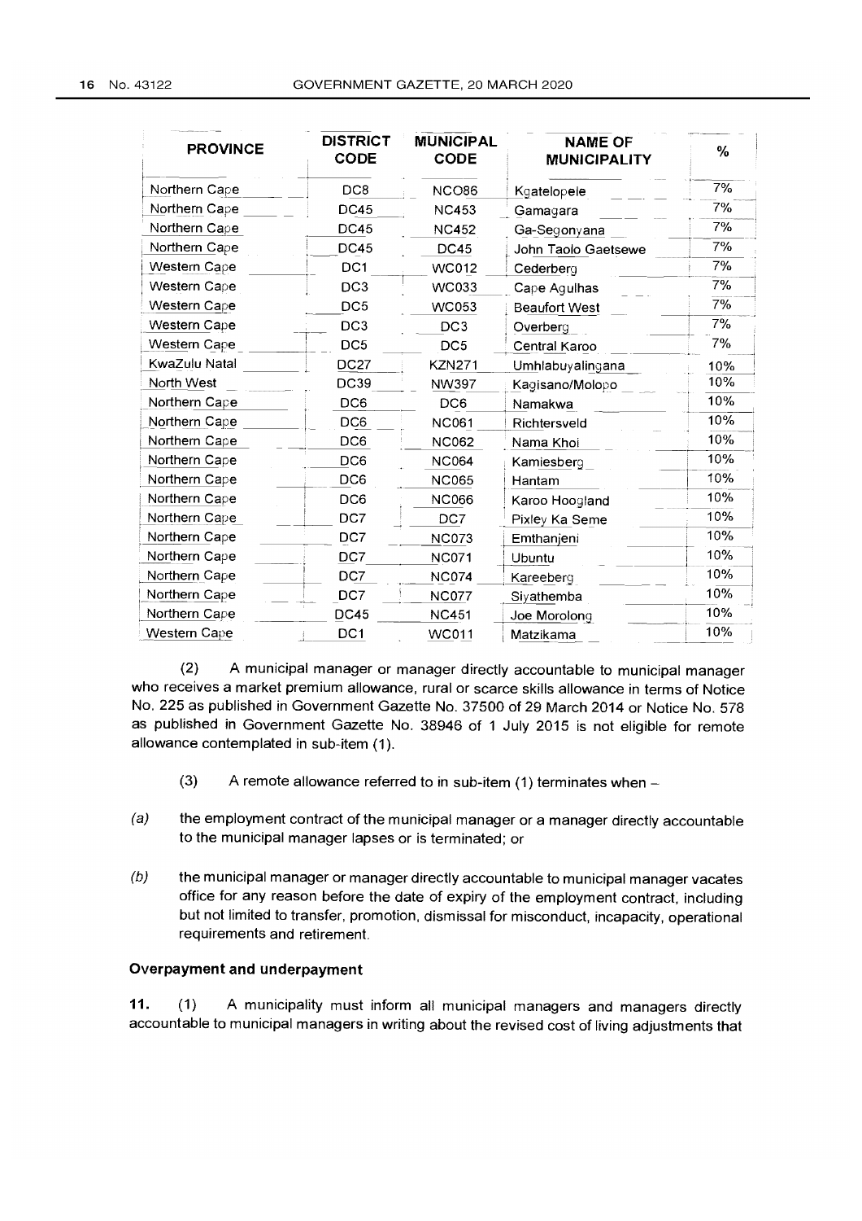| PROVINCE | DISTRICT CODE | MUNICIPAL CODE | NAME OF MUNICIPALITY | % |
|---|---|---|---|---|
| Northern Cape | DC8 | NCO86 | Kgatelopele | 7% |
| Northern Cape | DC45 | NC453 | Gamagara | 7% |
| Northern Cape | DC45 | NC452 | Ga-Segonyana | 7% |
| Northern Cape | DC45 | DC45 | John Taolo Gaetsewe | 7% |
| Western Cape | DC1 | WC012 | Cederberg | 7% |
| Western Cape | DC3 | WC033 | Cape Agulhas | 7% |
| Western Cape | DC5 | WC053 | Beaufort West | 7% |
| Western Cape | DC3 | DC3 | Overberg | 7% |
| Western Cape | DC5 | DC5 | Central Karoo | 7% |
| KwaZulu Natal | DC27 | KZN271 | Umhlabuyalingana | 10% |
| North West | DC39 | NW397 | Kagisano/Molopo | 10% |
| Northern Cape | DC6 | DC6 | Namakwa | 10% |
| Northern Cape | DC6 | NC061 | Richtersveld | 10% |
| Northern Cape | DC6 | NC062 | Nama Khoi | 10% |
| Northern Cape | DC6 | NC064 | Kamiesberg | 10% |
| Northern Cape | DC6 | NC065 | Hantam | 10% |
| Northern Cape | DC6 | NC066 | Karoo Hoogland | 10% |
| Northern Cape | DC7 | DC7 | Pixley Ka Seme | 10% |
| Northern Cape | DC7 | NC073 | Emthanjeni | 10% |
| Northern Cape | DC7 | NC071 | Ubuntu | 10% |
| Northern Cape | DC7 | NC074 | Kareeberg | 10% |
| Northern Cape | DC7 | NC077 | Siyathemba | 10% |
| Northern Cape | DC45 | NC451 | Joe Morolong | 10% |
| Western Cape | DC1 | WC011 | Matzikama | 10% |

(2) A municipal manager or manager directly accountable to municipal manager who receives a market premium allowance, rural or scarce skills allowance in terms of Notice No. 225 as published in Government Gazette No. 37500 of 29 March 2014 or Notice No. 578 as published in Government Gazette No. 38946 of 1 July 2015 is not eligible for remote allowance contemplated in sub-item (1).

(3) A remote allowance referred to in sub-item (1) terminates when –

*(a)* the employment contract of the municipal manager or a manager directly accountable to the municipal manager lapses or is terminated; or

*(b)* the municipal manager or manager directly accountable to municipal manager vacates office for any reason before the date of expiry of the employment contract, including but not limited to transfer, promotion, dismissal for misconduct, incapacity, operational requirements and retirement.

**Overpayment and underpayment**

**11.** (1) A municipality must inform all municipal managers and managers directly accountable to municipal managers in writing about the revised cost of living adjustments that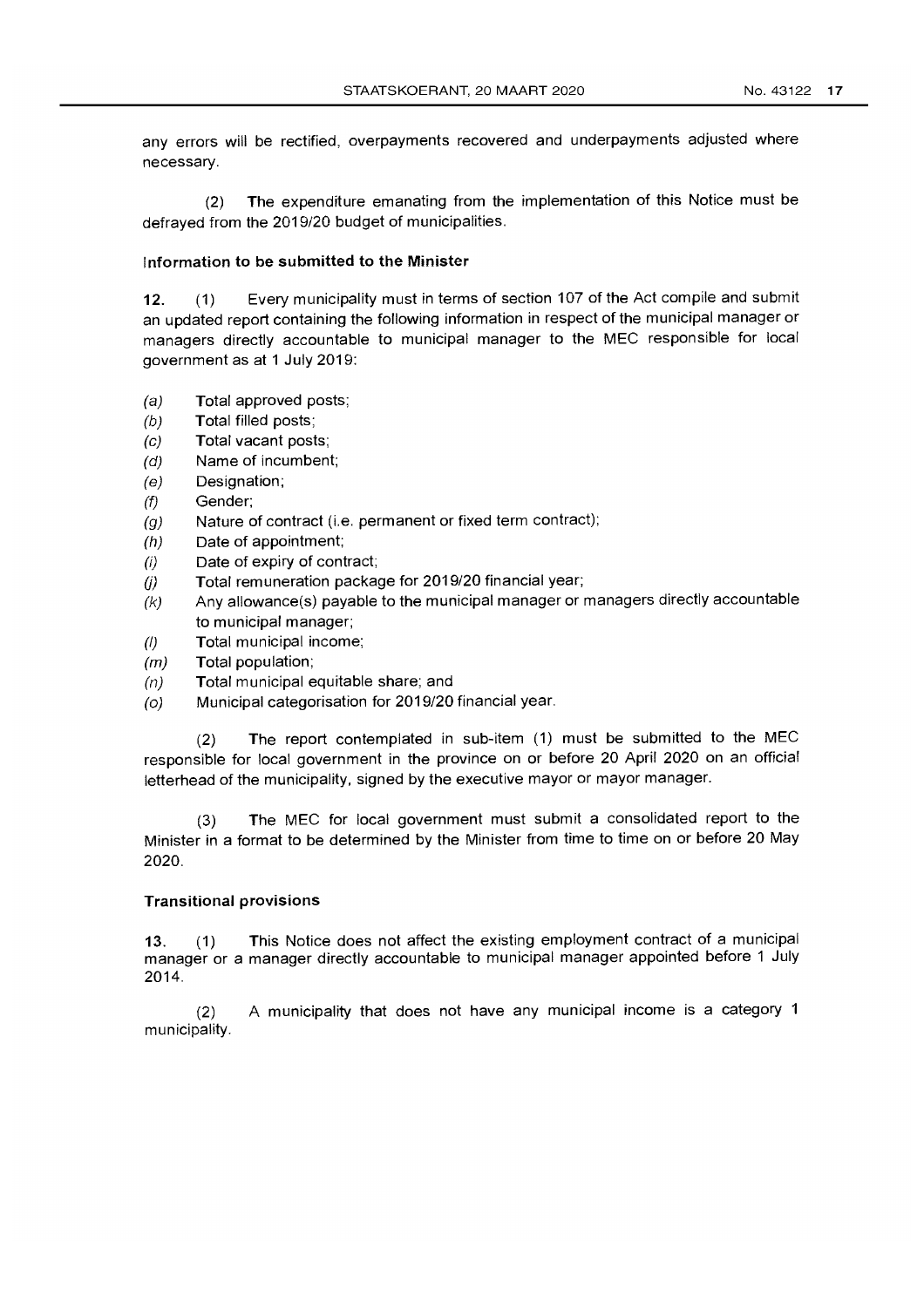any errors will be rectified, overpayments recovered and underpayments adjusted where necessary.

(2) The expenditure emanating from the implementation of this Notice must be defrayed from the 2019/20 budget of municipalities.

**Information to be submitted to the Minister**

**12.** (1) Every municipality must in terms of section 107 of the Act compile and submit an updated report containing the following information in respect of the municipal manager or managers directly accountable to municipal manager to the MEC responsible for local government as at 1 July 2019:

*(a)* Total approved posts;
*(b)* Total filled posts;
*(c)* Total vacant posts;
*(d)* Name of incumbent;
*(e)* Designation;
*(f)* Gender;
*(g)* Nature of contract (i.e. permanent or fixed term contract);
*(h)* Date of appointment;
*(i)* Date of expiry of contract;
*(j)* Total remuneration package for 2019/20 financial year;
*(k)* Any allowance(s) payable to the municipal manager or managers directly accountable to municipal manager;
*(l)* Total municipal income;
*(m)* Total population;
*(n)* Total municipal equitable share; and
*(o)* Municipal categorisation for 2019/20 financial year.

(2) The report contemplated in sub-item (1) must be submitted to the MEC responsible for local government in the province on or before 20 April 2020 on an official letterhead of the municipality, signed by the executive mayor or mayor manager.

(3) The MEC for local government must submit a consolidated report to the Minister in a format to be determined by the Minister from time to time on or before 20 May 2020.

**Transitional provisions**

**13.** (1) This Notice does not affect the existing employment contract of a municipal manager or a manager directly accountable to municipal manager appointed before 1 July 2014.

(2) A municipality that does not have any municipal income is a category 1 municipality.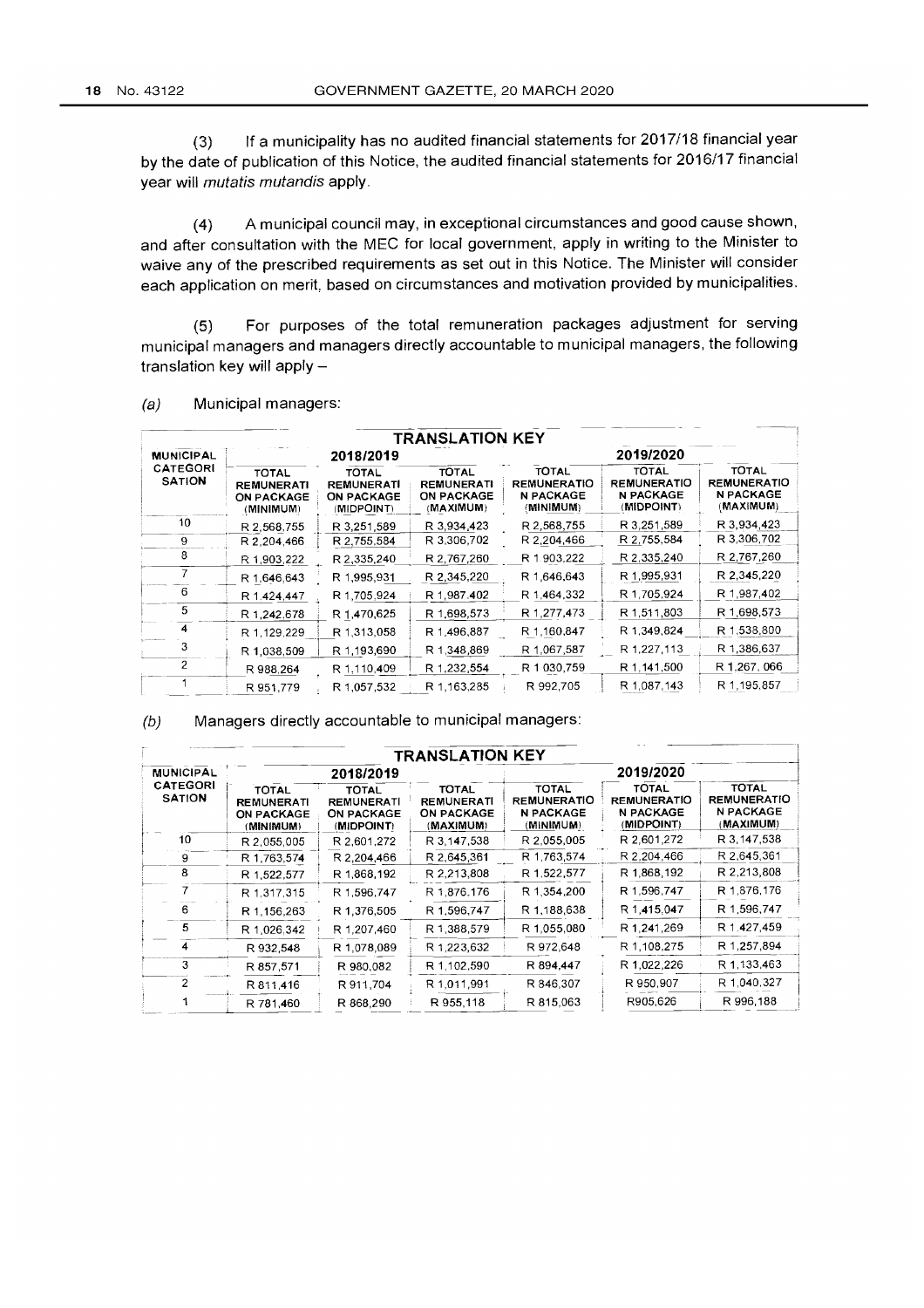(3) If a municipality has no audited financial statements for 2017/18 financial year by the date of publication of this Notice, the audited financial statements for 2016/17 financial year will *mutatis mutandis* apply.

(4) A municipal council may, in exceptional circumstances and good cause shown, and after consultation with the MEC for local government, apply in writing to the Minister to waive any of the prescribed requirements as set out in this Notice. The Minister will consider each application on merit, based on circumstances and motivation provided by municipalities.

(5) For purposes of the total remuneration packages adjustment for serving municipal managers and managers directly accountable to municipal managers, the following translation key will apply –

(*a*) Municipal managers:

| TRANSLATION KEY | | | | | | |
|---|---|---|---|---|---|---|
| MUNICIPAL CATEGORISATION | 2018/2019 | | | 2019/2020 | | |
| | TOTAL REMUNERATION PACKAGE (MINIMUM) | TOTAL REMUNERATION PACKAGE (MIDPOINT) | TOTAL REMUNERATION PACKAGE (MAXIMUM) | TOTAL REMUNERATION PACKAGE (MINIMUM) | TOTAL REMUNERATION PACKAGE (MIDPOINT) | TOTAL REMUNERATION PACKAGE (MAXIMUM) |
| 10 | R 2,568,755 | R 3,251,589 | R 3,934,423 | R 2,568,755 | R 3,251,589 | R 3,934,423 |
| 9 | R 2,204,466 | R 2,755,584 | R 3,306,702 | R 2,204,466 | R 2,755,584 | R 3,306,702 |
| 8 | R 1,903,222 | R 2,335,240 | R 2,767,260 | R 1 903,222 | R 2,335,240 | R 2,767,260 |
| 7 | R 1,646,643 | R 1,995,931 | R 2,345,220 | R 1,646,643 | R 1,995,931 | R 2,345,220 |
| 6 | R 1,424,447 | R 1,705,924 | R 1,987,402 | R 1,464,332 | R 1,705,924 | R 1,987,402 |
| 5 | R 1,242,678 | R 1,470,625 | R 1,698,573 | R 1,277,473 | R 1,511,803 | R 1,698,573 |
| 4 | R 1,129,229 | R 1,313,058 | R 1,496,887 | R 1,160,847 | R 1,349,824 | R 1,538,800 |
| 3 | R 1,038,509 | R 1,193,690 | R 1,348,869 | R 1,067,587 | R 1,227,113 | R 1,386,637 |
| 2 | R 988,264 | R 1,110,409 | R 1,232,554 | R 1 030,759 | R 1,141,500 | R 1,267, 066 |
| 1 | R 951,779 | R 1,057,532 | R 1,163,285 | R 992,705 | R 1,087,143 | R 1,195,857 |

(*b*) Managers directly accountable to municipal managers:

| TRANSLATION KEY | | | | | | |
|---|---|---|---|---|---|---|
| MUNICIPAL CATEGORISATION | 2018/2019 | | | 2019/2020 | | |
| | TOTAL REMUNERATION PACKAGE (MINIMUM) | TOTAL REMUNERATION PACKAGE (MIDPOINT) | TOTAL REMUNERATION PACKAGE (MAXIMUM) | TOTAL REMUNERATION PACKAGE (MINIMUM) | TOTAL REMUNERATION PACKAGE (MIDPOINT) | TOTAL REMUNERATION PACKAGE (MAXIMUM) |
| 10 | R 2,055,005 | R 2,601,272 | R 3,147,538 | R 2,055,005 | R 2,601,272 | R 3,147,538 |
| 9 | R 1,763,574 | R 2,204,466 | R 2,645,361 | R 1,763,574 | R 2,204,466 | R 2,645,361 |
| 8 | R 1,522,577 | R 1,868,192 | R 2,213,808 | R 1,522,577 | R 1,868,192 | R 2,213,808 |
| 7 | R 1,317,315 | R 1,596,747 | R 1,876,176 | R 1,354,200 | R 1,596,747 | R 1,876,176 |
| 6 | R 1,156,263 | R 1,376,505 | R 1,596,747 | R 1,188,638 | R 1,415,047 | R 1,596,747 |
| 5 | R 1,026,342 | R 1,207,460 | R 1,388,579 | R 1,055,080 | R 1,241,269 | R 1 427,459 |
| 4 | R 932,548 | R 1,078,089 | R 1,223,632 | R 972,648 | R 1,108,275 | R 1,257,894 |
| 3 | R 857,571 | R 980,082 | R 1,102,590 | R 894,447 | R 1,022,226 | R 1,133,463 |
| 2 | R 811,416 | R 911,704 | R 1,011,991 | R 846,307 | R 950,907 | R 1,040,327 |
| 1 | R 781,460 | R 868,290 | R 955,118 | R 815,063 | R905,626 | R 996,188 |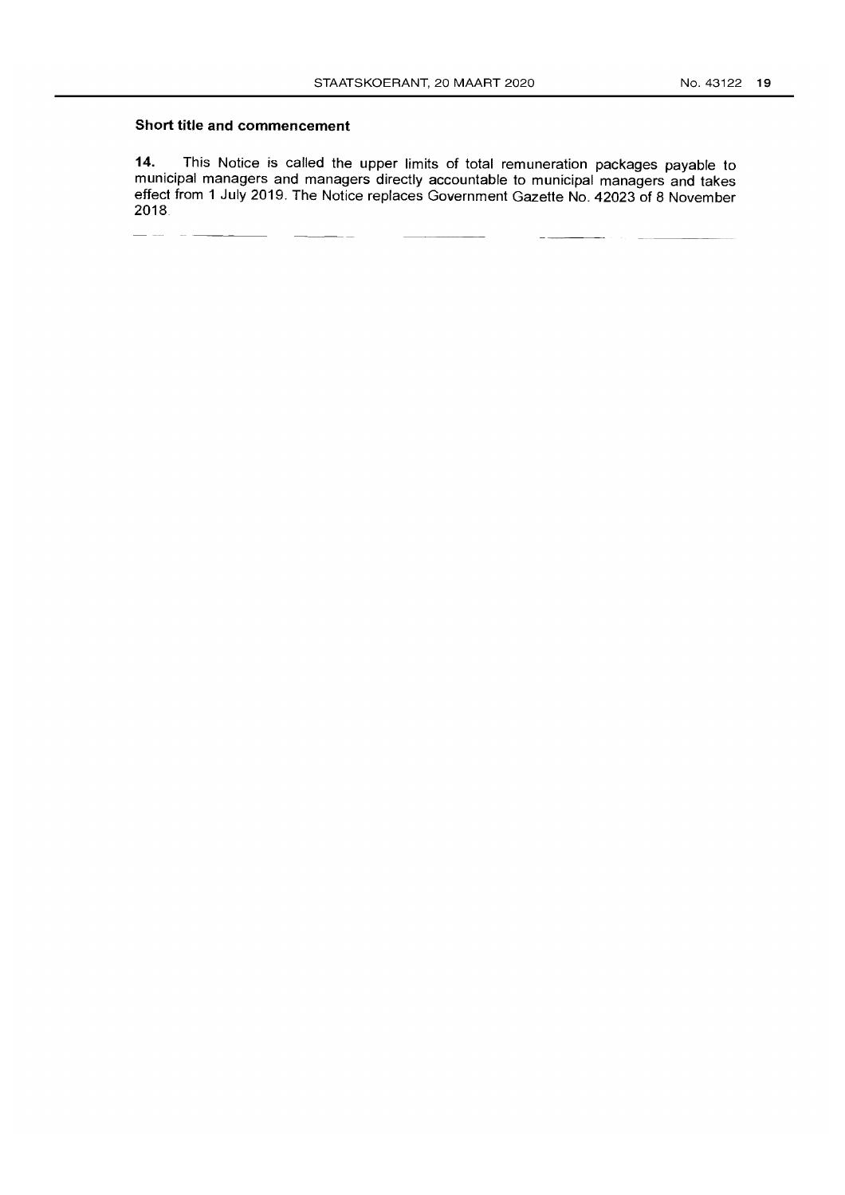**Short title and commencement**

**14.** This Notice is called the upper limits of total remuneration packages payable to municipal managers and managers directly accountable to municipal managers and takes effect from 1 July 2019. The Notice replaces Government Gazette No. 42023 of 8 November 2018.